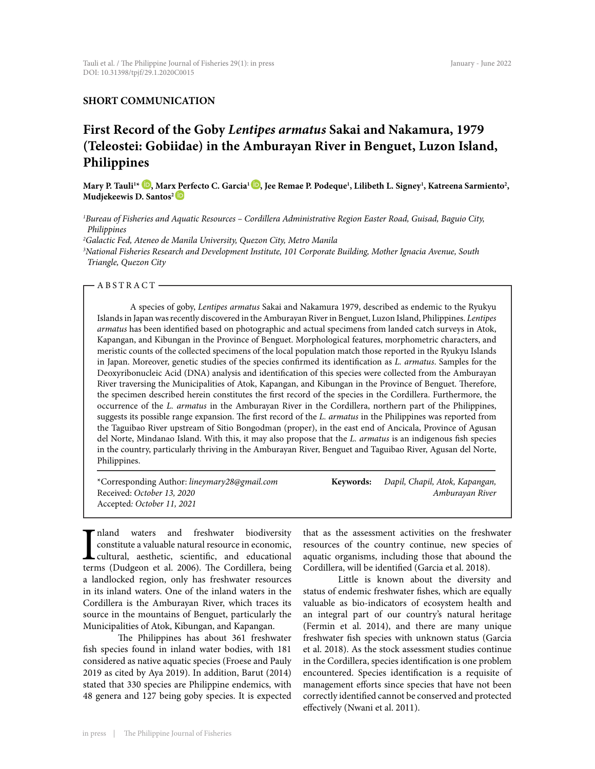**SHORT COMMUNICATION**

# First Record of the Goby *Lentipes armatus* Sakai and Nakamura, 1979 (Teleostei: Gobiidae) in the Amburayan River in Benguet, Luzon Island, Philippines

**Mary P. Tauli[1]*, Marx Perfecto C. Garcia[1], Jee Remae P. Podeque[1], Lilibeth L. Signey[1], Katreena Sarmiento[2], Mudjekeewis D. Santos[2]**

[1]*Bureau of Fisheries and Aquatic Resources – Cordillera Administrative Region Easter Road, Guisad, Baguio City, Philippines*
[2]*Galactic Fed, Ateneo de Manila University, Quezon City, Metro Manila*
[3]*National Fisheries Research and Development Institute, 101 Corporate Building, Mother Ignacia Avenue, South Triangle, Quezon City*

## ABSTRACT

A species of goby, *Lentipes armatus* Sakai and Nakamura 1979, described as endemic to the Ryukyu Islands in Japan was recently discovered in the Amburayan River in Benguet, Luzon Island, Philippines. *Lentipes armatus* has been identified based on photographic and actual specimens from landed catch surveys in Atok, Kapangan, and Kibungan in the Province of Benguet. Morphological features, morphometric characters, and meristic counts of the collected specimens of the local population match those reported in the Ryukyu Islands in Japan. Moreover, genetic studies of the species confirmed its identification as *L. armatus*. Samples for the Deoxyribonucleic Acid (DNA) analysis and identification of this species were collected from the Amburayan River traversing the Municipalities of Atok, Kapangan, and Kibungan in the Province of Benguet. Therefore, the specimen described herein constitutes the first record of the species in the Cordillera. Furthermore, the occurrence of the *L. armatus* in the Amburayan River in the Cordillera, northern part of the Philippines, suggests its possible range expansion. The first record of the *L. armatus* in the Philippines was reported from the Taguibao River upstream of Sitio Bongodman (proper), in the east end of Ancicala, Province of Agusan del Norte, Mindanao Island. With this, it may also propose that the *L. armatus* is an indigenous fish species in the country, particularly thriving in the Amburayan River, Benguet and Taguibao River, Agusan del Norte, Philippines.

*Corresponding Author: *lineymary28@gmail.com*
Received: *October 13, 2020*
Accepted: *October 11, 2021*

**Keywords:** *Dapil, Chapil, Atok, Kapangan, Amburayan River*

Inland waters and freshwater biodiversity constitute a valuable natural resource in economic, cultural, aesthetic, scientific, and educational terms (Dudgeon et al. 2006). The Cordillera, being a landlocked region, only has freshwater resources in its inland waters. One of the inland waters in the Cordillera is the Amburayan River, which traces its source in the mountains of Benguet, particularly the Municipalities of Atok, Kibungan, and Kapangan.

The Philippines has about 361 freshwater fish species found in inland water bodies, with 181 considered as native aquatic species (Froese and Pauly 2019 as cited by Aya 2019). In addition, Barut (2014) stated that 330 species are Philippine endemics, with 48 genera and 127 being goby species. It is expected that as the assessment activities on the freshwater resources of the country continue, new species of aquatic organisms, including those that abound the Cordillera, will be identified (Garcia et al. 2018).

Little is known about the diversity and status of endemic freshwater fishes, which are equally valuable as bio-indicators of ecosystem health and an integral part of our country's natural heritage (Fermin et al. 2014), and there are many unique freshwater fish species with unknown status (Garcia et al. 2018). As the stock assessment studies continue in the Cordillera, species identification is one problem encountered. Species identification is a requisite of management efforts since species that have not been correctly identified cannot be conserved and protected effectively (Nwani et al. 2011).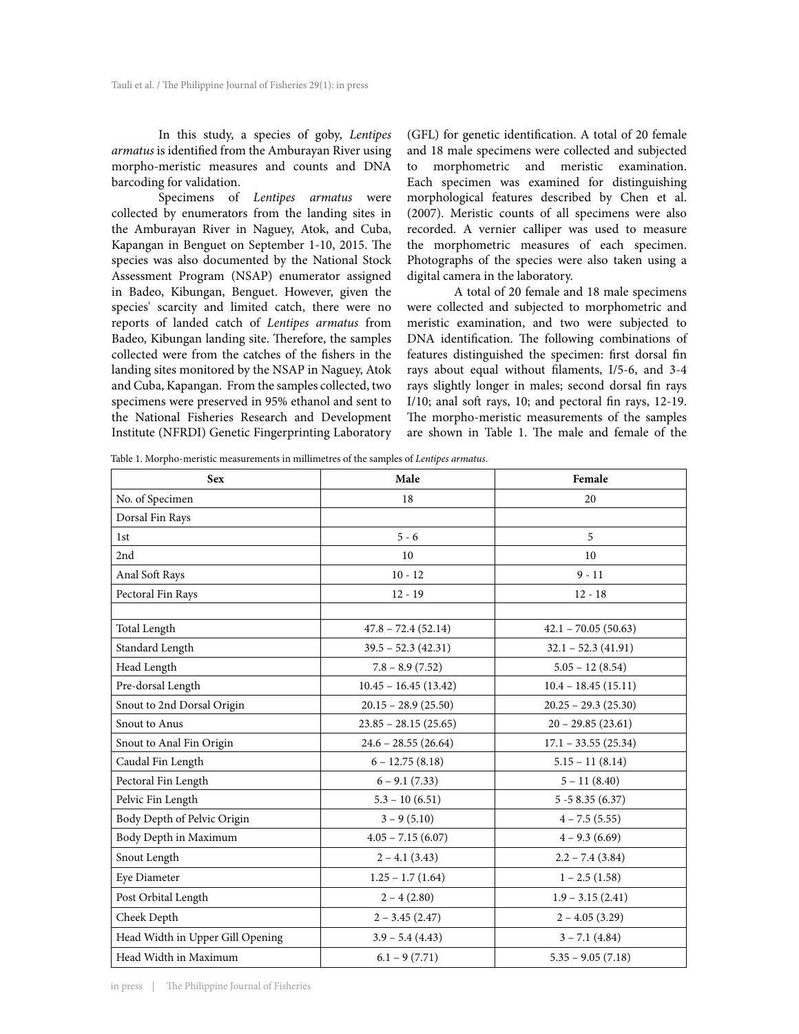In this study, a species of goby, *Lentipes armatus* is identified from the Amburayan River using morpho-meristic measures and counts and DNA barcoding for validation.

Specimens of *Lentipes armatus* were collected by enumerators from the landing sites in the Amburayan River in Naguey, Atok, and Cuba, Kapangan in Benguet on September 1-10, 2015. The species was also documented by the National Stock Assessment Program (NSAP) enumerator assigned in Badeo, Kibungan, Benguet. However, given the species' scarcity and limited catch, there were no reports of landed catch of *Lentipes armatus* from Badeo, Kibungan landing site. Therefore, the samples collected were from the catches of the fishers in the landing sites monitored by the NSAP in Naguey, Atok and Cuba, Kapangan. From the samples collected, two specimens were preserved in 95% ethanol and sent to the National Fisheries Research and Development Institute (NFRDI) Genetic Fingerprinting Laboratory (GFL) for genetic identification. A total of 20 female and 18 male specimens were collected and subjected to morphometric and meristic examination. Each specimen was examined for distinguishing morphological features described by Chen et al. (2007). Meristic counts of all specimens were also recorded. A vernier calliper was used to measure the morphometric measures of each specimen. Photographs of the species were also taken using a digital camera in the laboratory.

A total of 20 female and 18 male specimens were collected and subjected to morphometric and meristic examination, and two were subjected to DNA identification. The following combinations of features distinguished the specimen: first dorsal fin rays about equal without filaments, I/5-6, and 3-4 rays slightly longer in males; second dorsal fin rays I/10; anal soft rays, 10; and pectoral fin rays, 12-19. The morpho-meristic measurements of the samples are shown in Table 1. The male and female of the

Table 1. Morpho-meristic measurements in millimetres of the samples of *Lentipes armatus*.

| Sex | Male | Female |
|---|---|---|
| No. of Specimen | 18 | 20 |
| Dorsal Fin Rays | | |
| 1st | 5 - 6 | 5 |
| 2nd | 10 | 10 |
| Anal Soft Rays | 10 - 12 | 9 - 11 |
| Pectoral Fin Rays | 12 - 19 | 12 - 18 |
| | | |
| Total Length | 47.8 – 72.4 (52.14) | 42.1 – 70.05 (50.63) |
| Standard Length | 39.5 – 52.3 (42.31) | 32.1 – 52.3 (41.91) |
| Head Length | 7.8 – 8.9 (7.52) | 5.05 – 12 (8.54) |
| Pre-dorsal Length | 10.45 – 16.45 (13.42) | 10.4 – 18.45 (15.11) |
| Snout to 2nd Dorsal Origin | 20.15 – 28.9 (25.50) | 20.25 – 29.3 (25.30) |
| Snout to Anus | 23.85 – 28.15 (25.65) | 20 – 29.85 (23.61) |
| Snout to Anal Fin Origin | 24.6 – 28.55 (26.64) | 17.1 – 33.55 (25.34) |
| Caudal Fin Length | 6 – 12.75 (8.18) | 5.15 – 11 (8.14) |
| Pectoral Fin Length | 6 – 9.1 (7.33) | 5 – 11 (8.40) |
| Pelvic Fin Length | 5.3 – 10 (6.51) | 5 -5 8.35 (6.37) |
| Body Depth of Pelvic Origin | 3 – 9 (5.10) | 4 – 7.5 (5.55) |
| Body Depth in Maximum | 4.05 – 7.15 (6.07) | 4 – 9.3 (6.69) |
| Snout Length | 2 – 4.1 (3.43) | 2.2 – 7.4 (3.84) |
| Eye Diameter | 1.25 – 1.7 (1.64) | 1 – 2.5 (1.58) |
| Post Orbital Length | 2 – 4 (2.80) | 1.9 – 3.15 (2.41) |
| Cheek Depth | 2 – 3.45 (2.47) | 2 – 4.05 (3.29) |
| Head Width in Upper Gill Opening | 3.9 – 5.4 (4.43) | 3 – 7.1 (4.84) |
| Head Width in Maximum | 6.1 – 9 (7.71) | 5.35 – 9.05 (7.18) |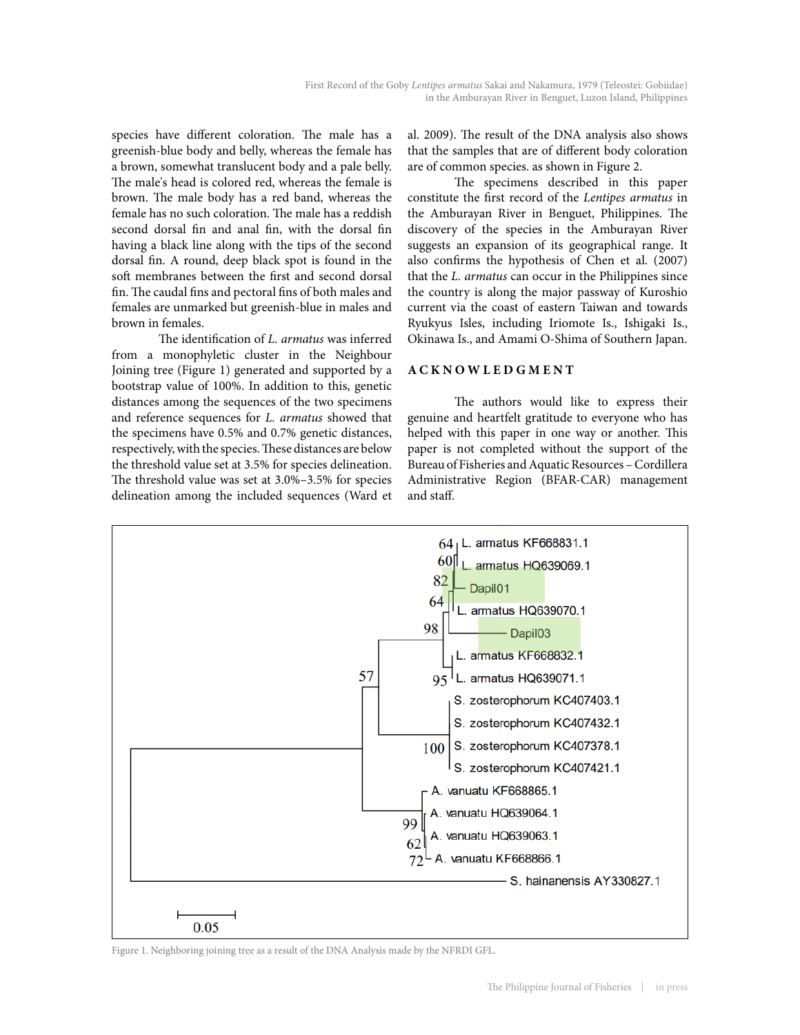species have different coloration. The male has a greenish-blue body and belly, whereas the female has a brown, somewhat translucent body and a pale belly. The male's head is colored red, whereas the female is brown. The male body has a red band, whereas the female has no such coloration. The male has a reddish second dorsal fin and anal fin, with the dorsal fin having a black line along with the tips of the second dorsal fin. A round, deep black spot is found in the soft membranes between the first and second dorsal fin. The caudal fins and pectoral fins of both males and females are unmarked but greenish-blue in males and brown in females.

The identification of *L. armatus* was inferred from a monophyletic cluster in the Neighbour Joining tree (Figure 1) generated and supported by a bootstrap value of 100%. In addition to this, genetic distances among the sequences of the two specimens and reference sequences for *L. armatus* showed that the specimens have 0.5% and 0.7% genetic distances, respectively, with the species. These distances are below the threshold value set at 3.5% for species delineation. The threshold value was set at 3.0%–3.5% for species delineation among the included sequences (Ward et al. 2009). The result of the DNA analysis also shows that the samples that are of different body coloration are of common species. as shown in Figure 2.

The specimens described in this paper constitute the first record of the *Lentipes armatus* in the Amburayan River in Benguet, Philippines. The discovery of the species in the Amburayan River suggests an expansion of its geographical range. It also confirms the hypothesis of Chen et al. (2007) that the *L. armatus* can occur in the Philippines since the country is along the major passway of Kuroshio current via the coast of eastern Taiwan and towards Ryukyus Isles, including Iriomote Is., Ishigaki Is., Okinawa Is., and Amami O-Shima of Southern Japan.

## ACKNOWLEDGMENT

The authors would like to express their genuine and heartfelt gratitude to everyone who has helped with this paper in one way or another. This paper is not completed without the support of the Bureau of Fisheries and Aquatic Resources – Cordillera Administrative Region (BFAR-CAR) management and staff.

Figure 1. Neighboring joining tree as a result of the DNA Analysis made by the NFRDI GFL.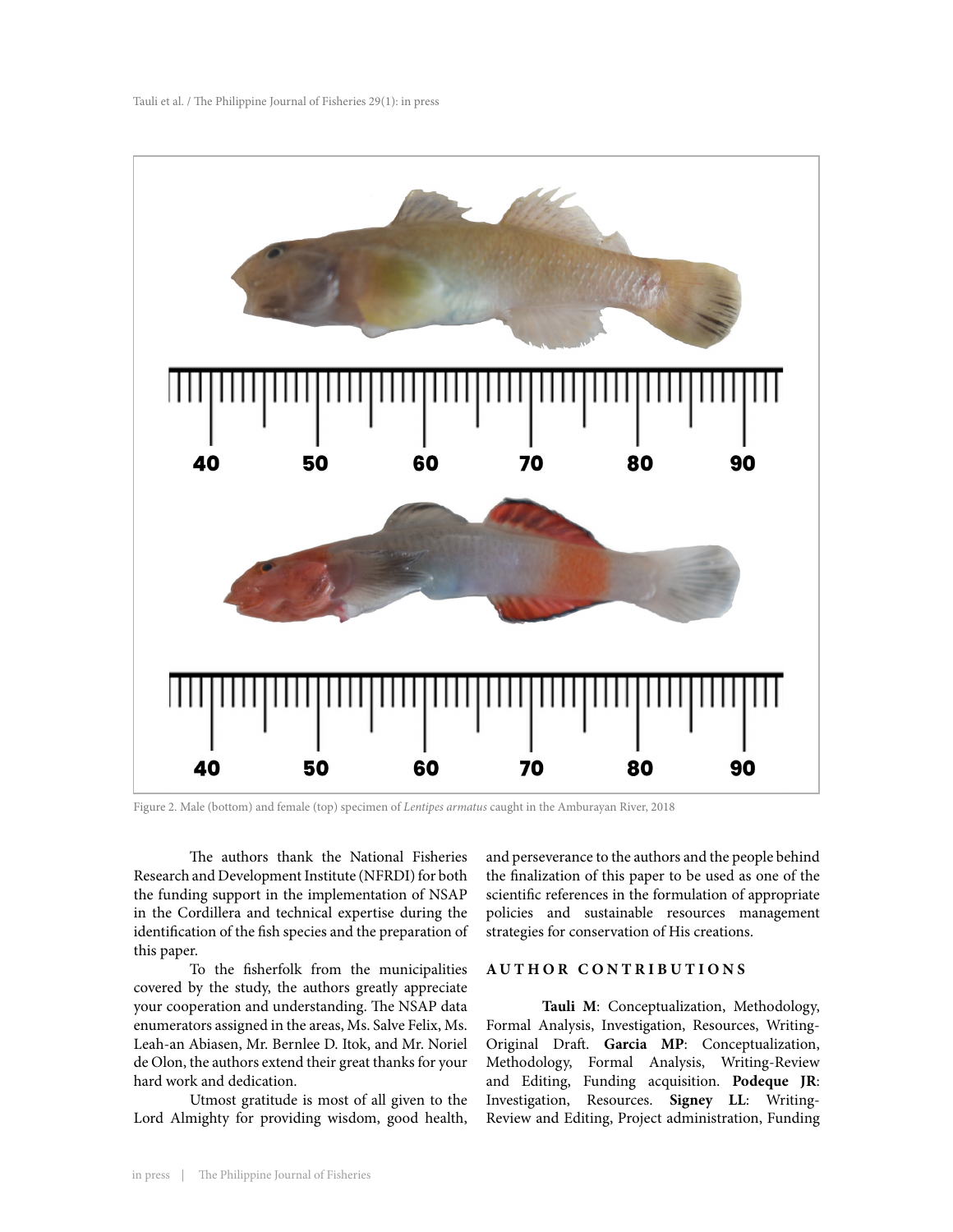Figure 2. Male (bottom) and female (top) specimen of *Lentipes armatus* caught in the Amburayan River, 2018

The authors thank the National Fisheries Research and Development Institute (NFRDI) for both the funding support in the implementation of NSAP in the Cordillera and technical expertise during the identification of the fish species and the preparation of this paper.

To the fisherfolk from the municipalities covered by the study, the authors greatly appreciate your cooperation and understanding. The NSAP data enumerators assigned in the areas, Ms. Salve Felix, Ms. Leah-an Abiasen, Mr. Bernlee D. Itok, and Mr. Noriel de Olon, the authors extend their great thanks for your hard work and dedication.

Utmost gratitude is most of all given to the Lord Almighty for providing wisdom, good health, and perseverance to the authors and the people behind the finalization of this paper to be used as one of the scientific references in the formulation of appropriate policies and sustainable resources management strategies for conservation of His creations.

## AUTHOR CONTRIBUTIONS

**Tauli M**: Conceptualization, Methodology, Formal Analysis, Investigation, Resources, Writing-Original Draft. **Garcia MP**: Conceptualization, Methodology, Formal Analysis, Writing-Review and Editing, Funding acquisition. **Podeque JR**: Investigation, Resources. **Signey LL**: Writing-Review and Editing, Project administration, Funding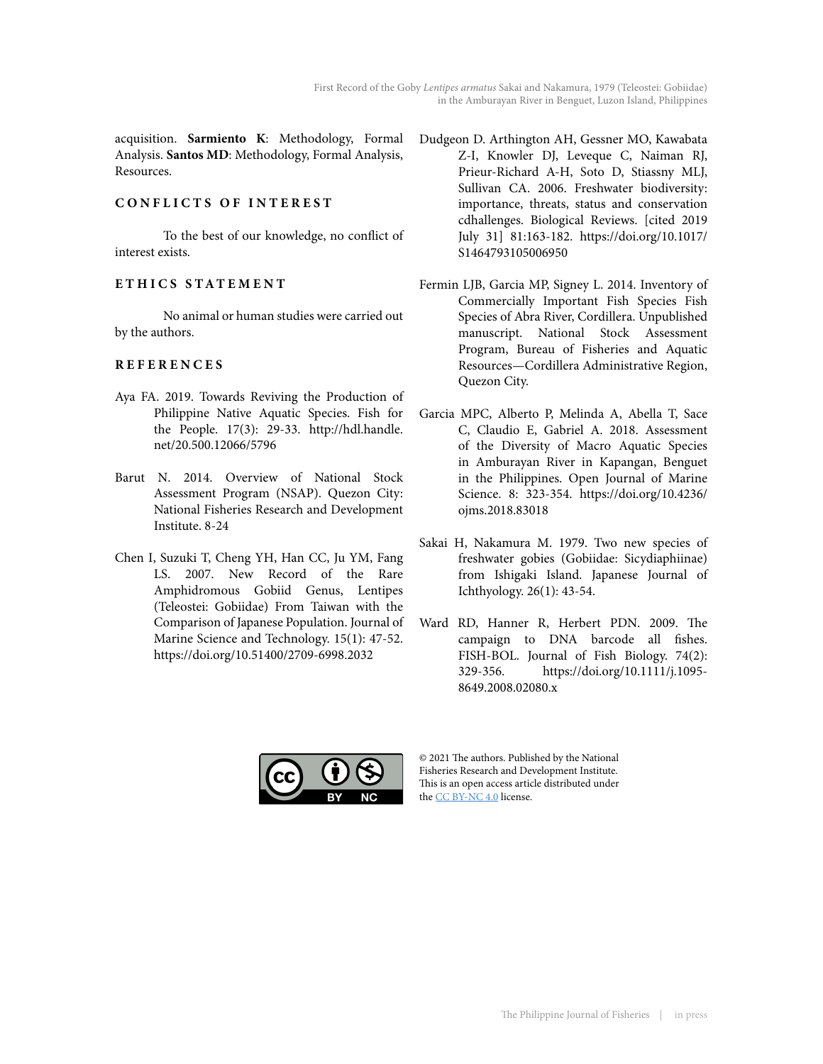acquisition. **Sarmiento K**: Methodology, Formal Analysis. **Santos MD**: Methodology, Formal Analysis, Resources.

## CONFLICTS OF INTEREST

To the best of our knowledge, no conflict of interest exists.

## ETHICS STATEMENT

No animal or human studies were carried out by the authors.

## REFERENCES

Aya FA. 2019. Towards Reviving the Production of Philippine Native Aquatic Species. Fish for the People. 17(3): 29-33. http://hdl.handle.net/20.500.12066/5796

Barut N. 2014. Overview of National Stock Assessment Program (NSAP). Quezon City: National Fisheries Research and Development Institute. 8-24

Chen I, Suzuki T, Cheng YH, Han CC, Ju YM, Fang LS. 2007. New Record of the Rare Amphidromous Gobiid Genus, Lentipes (Teleostei: Gobiidae) From Taiwan with the Comparison of Japanese Population. Journal of Marine Science and Technology. 15(1): 47-52. https://doi.org/10.51400/2709-6998.2032

Dudgeon D. Arthington AH, Gessner MO, Kawabata Z-I, Knowler DJ, Leveque C, Naiman RJ, Prieur-Richard A-H, Soto D, Stiassny MLJ, Sullivan CA. 2006. Freshwater biodiversity: importance, threats, status and conservation cdhallenges. Biological Reviews. [cited 2019 July 31] 81:163-182. https://doi.org/10.1017/S1464793105006950

Fermin LJB, Garcia MP, Signey L. 2014. Inventory of Commercially Important Fish Species Fish Species of Abra River, Cordillera. Unpublished manuscript. National Stock Assessment Program, Bureau of Fisheries and Aquatic Resources—Cordillera Administrative Region, Quezon City.

Garcia MPC, Alberto P, Melinda A, Abella T, Sace C, Claudio E, Gabriel A. 2018. Assessment of the Diversity of Macro Aquatic Species in Amburayan River in Kapangan, Benguet in the Philippines. Open Journal of Marine Science. 8: 323-354. https://doi.org/10.4236/ojms.2018.83018

Sakai H, Nakamura M. 1979. Two new species of freshwater gobies (Gobiidae: Sicydiaphiinae) from Ishigaki Island. Japanese Journal of Ichthyology. 26(1): 43-54.

Ward RD, Hanner R, Herbert PDN. 2009. The campaign to DNA barcode all fishes. FISH-BOL. Journal of Fish Biology. 74(2): 329-356. https://doi.org/10.1111/j.1095-8649.2008.02080.x

© 2021 The authors. Published by the National Fisheries Research and Development Institute. This is an open access article distributed under the CC BY-NC 4.0 license.